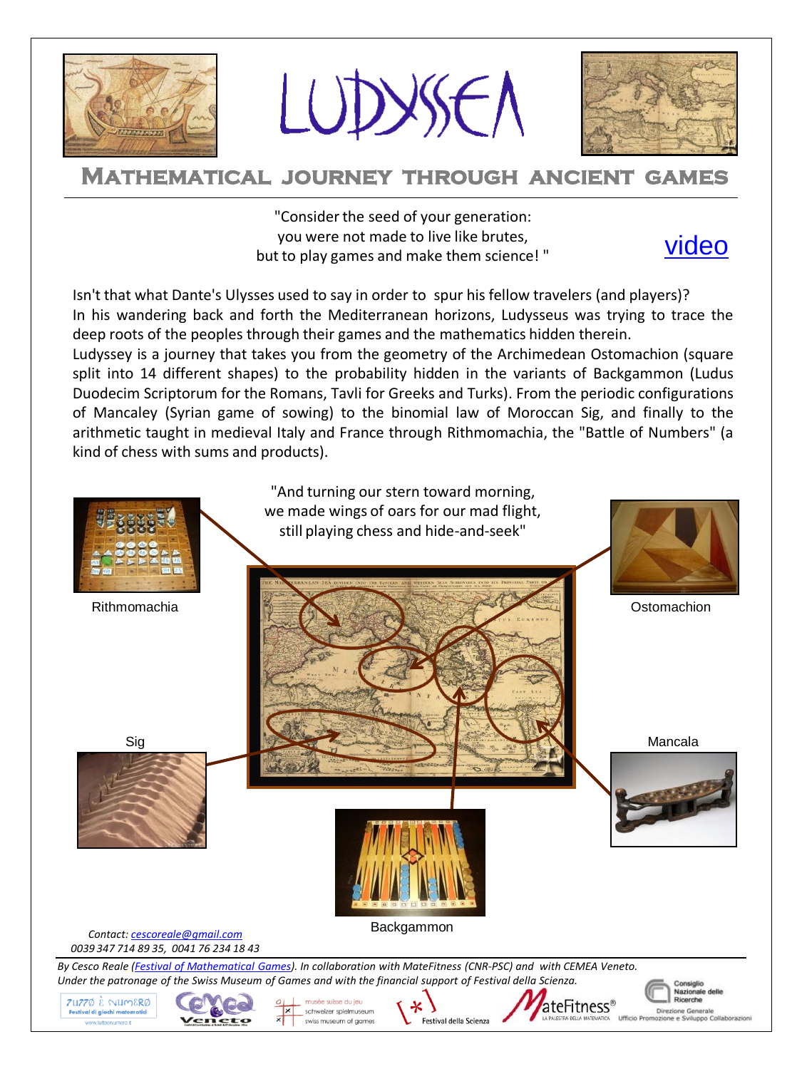# LUDYSSEA

## Mathematical journey through ancient games

"Consider the seed of your generation:
you were not made to live like brutes,
but to play games and make them science! "

video

Isn't that what Dante's Ulysses used to say in order to spur his fellow travelers (and players)?
In his wandering back and forth the Mediterranean horizons, Ludysseus was trying to trace the deep roots of the peoples through their games and the mathematics hidden therein.
Ludyssey is a journey that takes you from the geometry of the Archimedean Ostomachion (square split into 14 different shapes) to the probability hidden in the variants of Backgammon (Ludus Duodecim Scriptorum for the Romans, Tavli for Greeks and Turks). From the periodic configurations of Mancaley (Syrian game of sowing) to the binomial law of Moroccan Sig, and finally to the arithmetic taught in medieval Italy and France through Rithmomachia, the "Battle of Numbers" (a kind of chess with sums and products).

"And turning our stern toward morning,
we made wings of oars for our mad flight,
still playing chess and hide-and-seek"

Rithmomachia

Ostomachion

Sig

Mancala

Backgammon

*Contact: cescoreale@gmail.com*
*0039 347 714 89 35, 0041 76 234 18 43*

*By Cesco Reale (Festival of Mathematical Games). In collaboration with MateFitness (CNR-PSC) and with CEMEA Veneto.*
*Under the patronage of the Swiss Museum of Games and with the financial support of Festival della Scienza.*

Tutto è Numero – Festival di giochi matematici – www.tuttoenumero.it | CEMEA Veneto | musée suisse du jeu – schweizer spielmuseum – swiss museum of games | Festival della Scienza | MateFitness® La palestra della matematica | Consiglio Nazionale delle Ricerche – Direzione Generale – Ufficio Promozione e Sviluppo Collaborazioni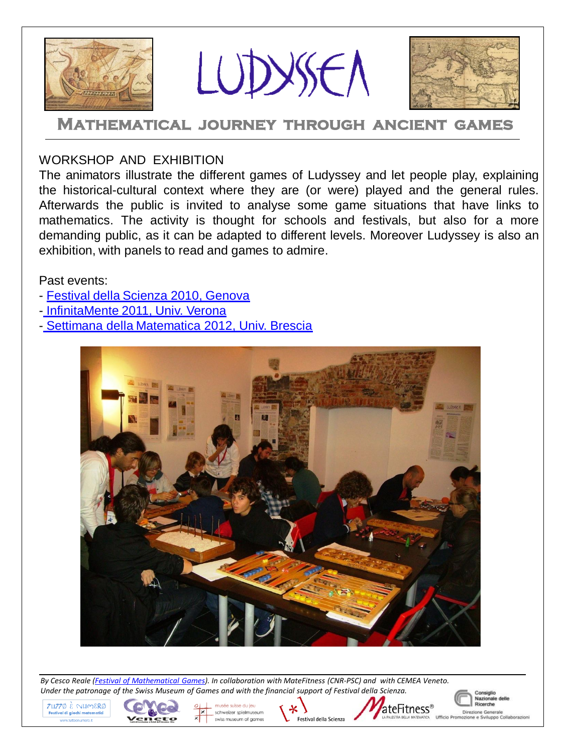# LUDYSSEA

## Mathematical journey through ancient games

WORKSHOP AND EXHIBITION

The animators illustrate the different games of Ludyssey and let people play, explaining the historical-cultural context where they are (or were) played and the general rules. Afterwards the public is invited to analyse some game situations that have links to mathematics. The activity is thought for schools and festivals, but also for a more demanding public, as it can be adapted to different levels. Moreover Ludyssey is also an exhibition, with panels to read and games to admire.

Past events:

- Festival della Scienza 2010, Genova
- InfinitaMente 2011, Univ. Verona
- Settimana della Matematica 2012, Univ. Brescia

*By Cesco Reale (Festival of Mathematical Games). In collaboration with MateFitness (CNR-PSC) and with CEMEA Veneto. Under the patronage of the Swiss Museum of Games and with the financial support of Festival della Scienza.*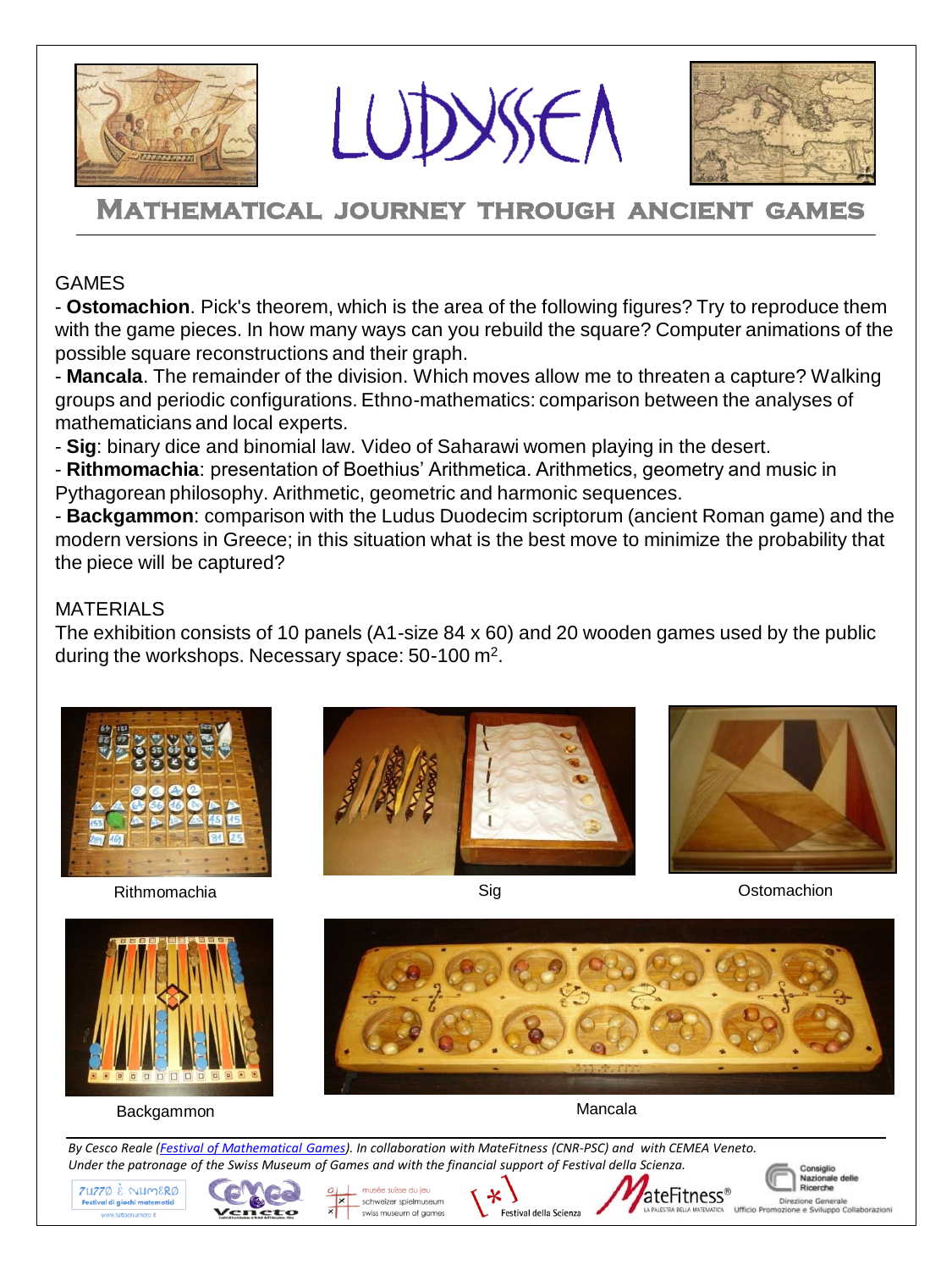# LUDYSSEA

## Mathematical journey through ancient games

GAMES

- **Ostomachion**. Pick's theorem, which is the area of the following figures? Try to reproduce them with the game pieces. In how many ways can you rebuild the square? Computer animations of the possible square reconstructions and their graph.
- **Mancala**. The remainder of the division. Which moves allow me to threaten a capture? Walking groups and periodic configurations. Ethno-mathematics: comparison between the analyses of mathematicians and local experts.
- **Sig**: binary dice and binomial law. Video of Saharawi women playing in the desert.
- **Rithmomachia**: presentation of Boethius' Arithmetica. Arithmetics, geometry and music in Pythagorean philosophy. Arithmetic, geometric and harmonic sequences.
- **Backgammon**: comparison with the Ludus Duodecim scriptorum (ancient Roman game) and the modern versions in Greece; in this situation what is the best move to minimize the probability that the piece will be captured?

MATERIALS

The exhibition consists of 10 panels (A1-size 84 x 60) and 20 wooden games used by the public during the workshops. Necessary space: 50-100 m$^2$.

Rithmomachia

Sig

Ostomachion

Backgammon

Mancala

*By Cesco Reale (Festival of Mathematical Games). In collaboration with MateFitness (CNR-PSC) and with CEMEA Veneto.*
*Under the patronage of the Swiss Museum of Games and with the financial support of Festival della Scienza.*

Tutto è numero – Festival di giochi matematici – www.tuttoenumero.it

CEMEA Veneto

musée suisse du jeu – schweizer spielmuseum – swiss museum of games

Festival della Scienza

MateFitness® – La palestra della matematica

Consiglio Nazionale delle Ricerche – Direzione Generale – Ufficio Promozione e Sviluppo Collaborazioni